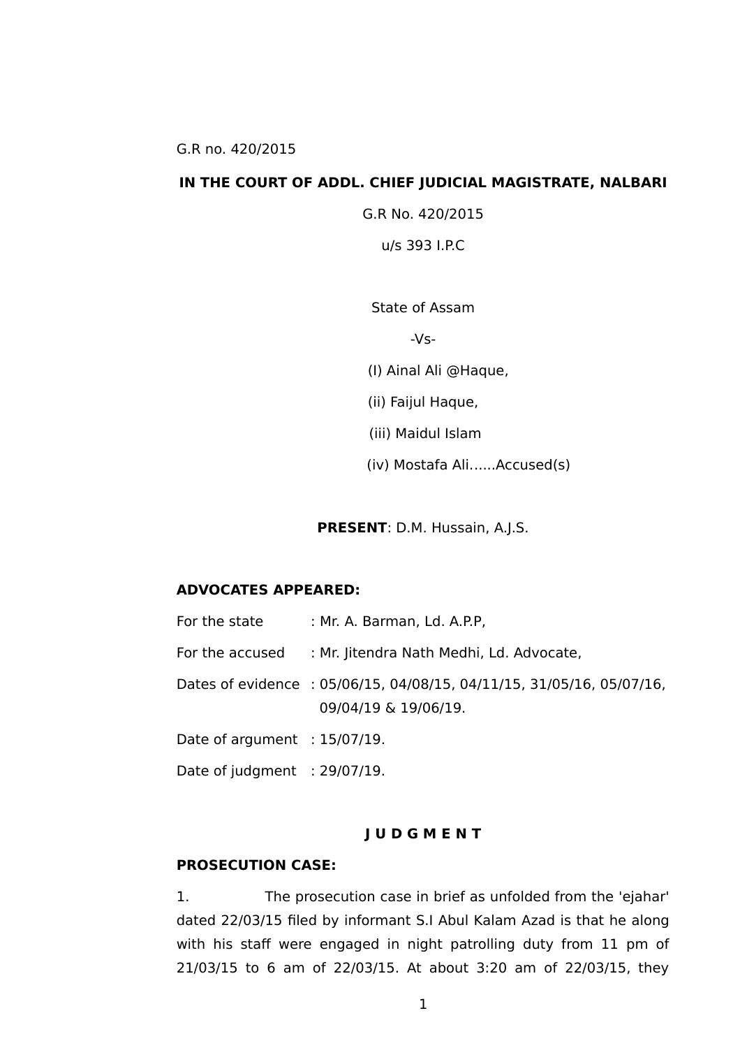G.R no. 420/2015

**IN THE COURT OF ADDL. CHIEF JUDICIAL MAGISTRATE, NALBARI**

G.R No. 420/2015

u/s 393 I.P.C

State of Assam

-Vs-

(I) Ainal Ali @Haque,

(ii) Faijul Haque,

(iii) Maidul Islam

(iv) Mostafa Ali......Accused(s)

**PRESENT**: D.M. Hussain, A.J.S.

**ADVOCATES APPEARED:**

For the state : Mr. A. Barman, Ld. A.P.P,

For the accused : Mr. Jitendra Nath Medhi, Ld. Advocate,

Dates of evidence : 05/06/15, 04/08/15, 04/11/15, 31/05/16, 05/07/16, 09/04/19 & 19/06/19.

Date of argument : 15/07/19.

Date of judgment : 29/07/19.

**J U D G M E N T**

**PROSECUTION CASE:**

1. The prosecution case in brief as unfolded from the 'ejahar' dated 22/03/15 filed by informant S.I Abul Kalam Azad is that he along with his staff were engaged in night patrolling duty from 11 pm of 21/03/15 to 6 am of 22/03/15. At about 3:20 am of 22/03/15, they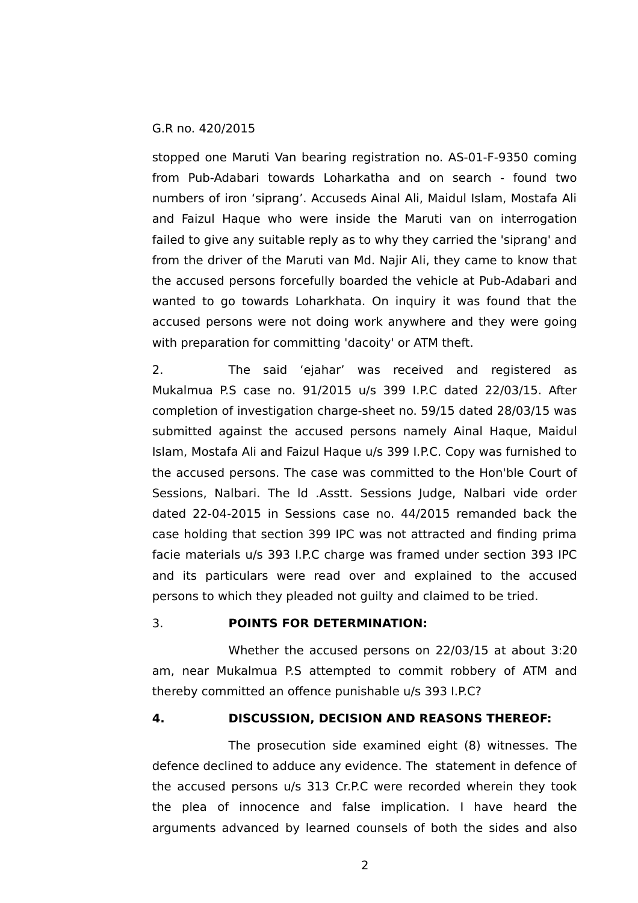G.R no. 420/2015

stopped one Maruti Van bearing registration no. AS-01-F-9350 coming from Pub-Adabari towards Loharkatha and on search - found two numbers of iron 'siprang'. Accuseds Ainal Ali, Maidul Islam, Mostafa Ali and Faizul Haque who were inside the Maruti van on interrogation failed to give any suitable reply as to why they carried the 'siprang' and from the driver of the Maruti van Md. Najir Ali, they came to know that the accused persons forcefully boarded the vehicle at Pub-Adabari and wanted to go towards Loharkhata. On inquiry it was found that the accused persons were not doing work anywhere and they were going with preparation for committing 'dacoity' or ATM theft.

2. The said 'ejahar' was received and registered as Mukalmua P.S case no. 91/2015 u/s 399 I.P.C dated 22/03/15. After completion of investigation charge-sheet no. 59/15 dated 28/03/15 was submitted against the accused persons namely Ainal Haque, Maidul Islam, Mostafa Ali and Faizul Haque u/s 399 I.P.C. Copy was furnished to the accused persons. The case was committed to the Hon'ble Court of Sessions, Nalbari. The ld .Asstt. Sessions Judge, Nalbari vide order dated 22-04-2015 in Sessions case no. 44/2015 remanded back the case holding that section 399 IPC was not attracted and finding prima facie materials u/s 393 I.P.C charge was framed under section 393 IPC and its particulars were read over and explained to the accused persons to which they pleaded not guilty and claimed to be tried.

3. **POINTS FOR DETERMINATION:**

Whether the accused persons on 22/03/15 at about 3:20 am, near Mukalmua P.S attempted to commit robbery of ATM and thereby committed an offence punishable u/s 393 I.P.C?

**4. DISCUSSION, DECISION AND REASONS THEREOF:**

The prosecution side examined eight (8) witnesses. The defence declined to adduce any evidence. The statement in defence of the accused persons u/s 313 Cr.P.C were recorded wherein they took the plea of innocence and false implication. I have heard the arguments advanced by learned counsels of both the sides and also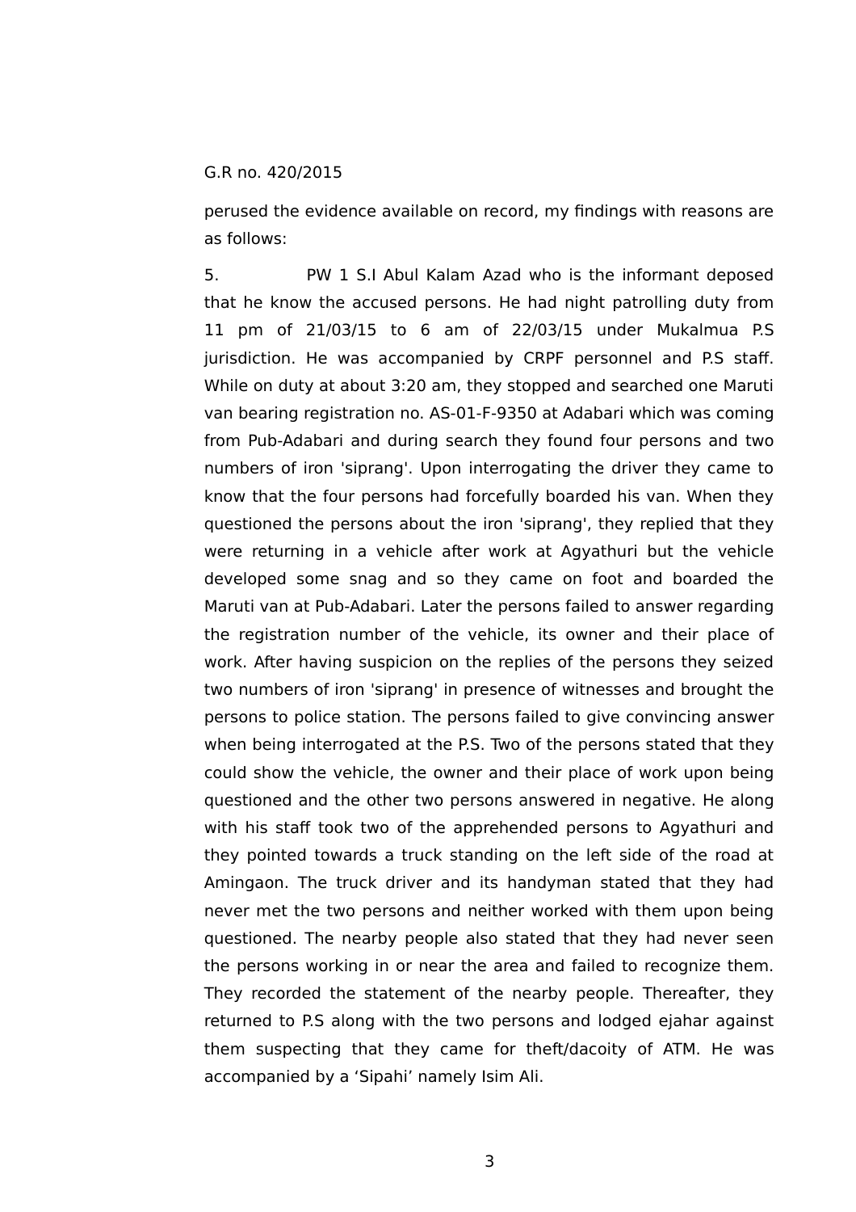G.R no. 420/2015

perused the evidence available on record, my findings with reasons are as follows:

5. PW 1 S.I Abul Kalam Azad who is the informant deposed that he know the accused persons. He had night patrolling duty from 11 pm of 21/03/15 to 6 am of 22/03/15 under Mukalmua P.S jurisdiction. He was accompanied by CRPF personnel and P.S staff. While on duty at about 3:20 am, they stopped and searched one Maruti van bearing registration no. AS-01-F-9350 at Adabari which was coming from Pub-Adabari and during search they found four persons and two numbers of iron 'siprang'. Upon interrogating the driver they came to know that the four persons had forcefully boarded his van. When they questioned the persons about the iron 'siprang', they replied that they were returning in a vehicle after work at Agyathuri but the vehicle developed some snag and so they came on foot and boarded the Maruti van at Pub-Adabari. Later the persons failed to answer regarding the registration number of the vehicle, its owner and their place of work. After having suspicion on the replies of the persons they seized two numbers of iron 'siprang' in presence of witnesses and brought the persons to police station. The persons failed to give convincing answer when being interrogated at the P.S. Two of the persons stated that they could show the vehicle, the owner and their place of work upon being questioned and the other two persons answered in negative. He along with his staff took two of the apprehended persons to Agyathuri and they pointed towards a truck standing on the left side of the road at Amingaon. The truck driver and its handyman stated that they had never met the two persons and neither worked with them upon being questioned. The nearby people also stated that they had never seen the persons working in or near the area and failed to recognize them. They recorded the statement of the nearby people. Thereafter, they returned to P.S along with the two persons and lodged ejahar against them suspecting that they came for theft/dacoity of ATM. He was accompanied by a 'Sipahi' namely Isim Ali.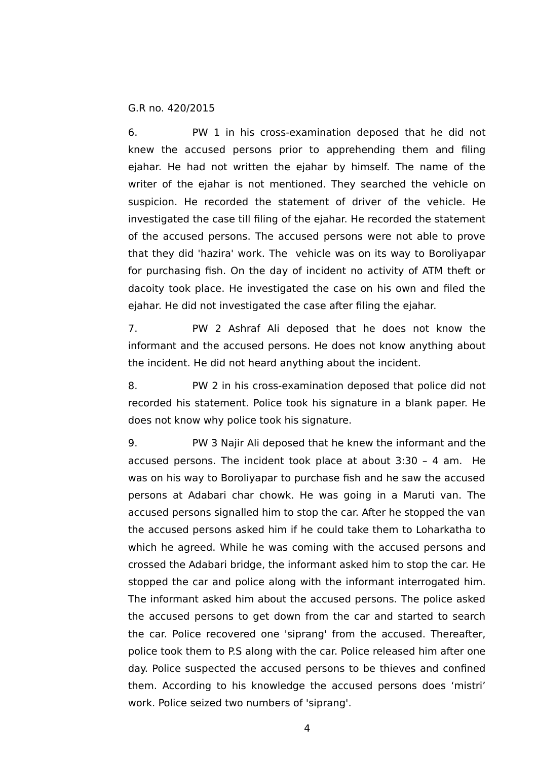G.R no. 420/2015

6. PW 1 in his cross-examination deposed that he did not knew the accused persons prior to apprehending them and filing ejahar. He had not written the ejahar by himself. The name of the writer of the ejahar is not mentioned. They searched the vehicle on suspicion. He recorded the statement of driver of the vehicle. He investigated the case till filing of the ejahar. He recorded the statement of the accused persons. The accused persons were not able to prove that they did 'hazira' work. The vehicle was on its way to Boroliyapar for purchasing fish. On the day of incident no activity of ATM theft or dacoity took place. He investigated the case on his own and filed the ejahar. He did not investigated the case after filing the ejahar.

7. PW 2 Ashraf Ali deposed that he does not know the informant and the accused persons. He does not know anything about the incident. He did not heard anything about the incident.

8. PW 2 in his cross-examination deposed that police did not recorded his statement. Police took his signature in a blank paper. He does not know why police took his signature.

9. PW 3 Najir Ali deposed that he knew the informant and the accused persons. The incident took place at about 3:30 – 4 am. He was on his way to Boroliyapar to purchase fish and he saw the accused persons at Adabari char chowk. He was going in a Maruti van. The accused persons signalled him to stop the car. After he stopped the van the accused persons asked him if he could take them to Loharkatha to which he agreed. While he was coming with the accused persons and crossed the Adabari bridge, the informant asked him to stop the car. He stopped the car and police along with the informant interrogated him. The informant asked him about the accused persons. The police asked the accused persons to get down from the car and started to search the car. Police recovered one 'siprang' from the accused. Thereafter, police took them to P.S along with the car. Police released him after one day. Police suspected the accused persons to be thieves and confined them. According to his knowledge the accused persons does ‘mistri’ work. Police seized two numbers of 'siprang'.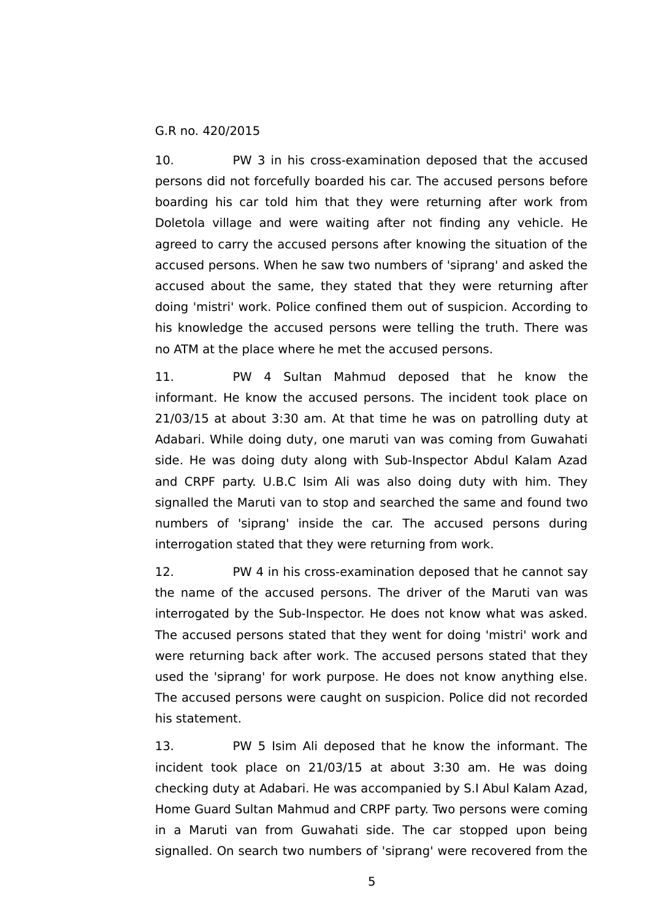G.R no. 420/2015

10. PW 3 in his cross-examination deposed that the accused persons did not forcefully boarded his car. The accused persons before boarding his car told him that they were returning after work from Doletola village and were waiting after not finding any vehicle. He agreed to carry the accused persons after knowing the situation of the accused persons. When he saw two numbers of 'siprang' and asked the accused about the same, they stated that they were returning after doing 'mistri' work. Police confined them out of suspicion. According to his knowledge the accused persons were telling the truth. There was no ATM at the place where he met the accused persons.

11. PW 4 Sultan Mahmud deposed that he know the informant. He know the accused persons. The incident took place on 21/03/15 at about 3:30 am. At that time he was on patrolling duty at Adabari. While doing duty, one maruti van was coming from Guwahati side. He was doing duty along with Sub-Inspector Abdul Kalam Azad and CRPF party. U.B.C Isim Ali was also doing duty with him. They signalled the Maruti van to stop and searched the same and found two numbers of 'siprang' inside the car. The accused persons during interrogation stated that they were returning from work.

12. PW 4 in his cross-examination deposed that he cannot say the name of the accused persons. The driver of the Maruti van was interrogated by the Sub-Inspector. He does not know what was asked. The accused persons stated that they went for doing 'mistri' work and were returning back after work. The accused persons stated that they used the 'siprang' for work purpose. He does not know anything else. The accused persons were caught on suspicion. Police did not recorded his statement.

13. PW 5 Isim Ali deposed that he know the informant. The incident took place on 21/03/15 at about 3:30 am. He was doing checking duty at Adabari. He was accompanied by S.I Abul Kalam Azad, Home Guard Sultan Mahmud and CRPF party. Two persons were coming in a Maruti van from Guwahati side. The car stopped upon being signalled. On search two numbers of 'siprang' were recovered from the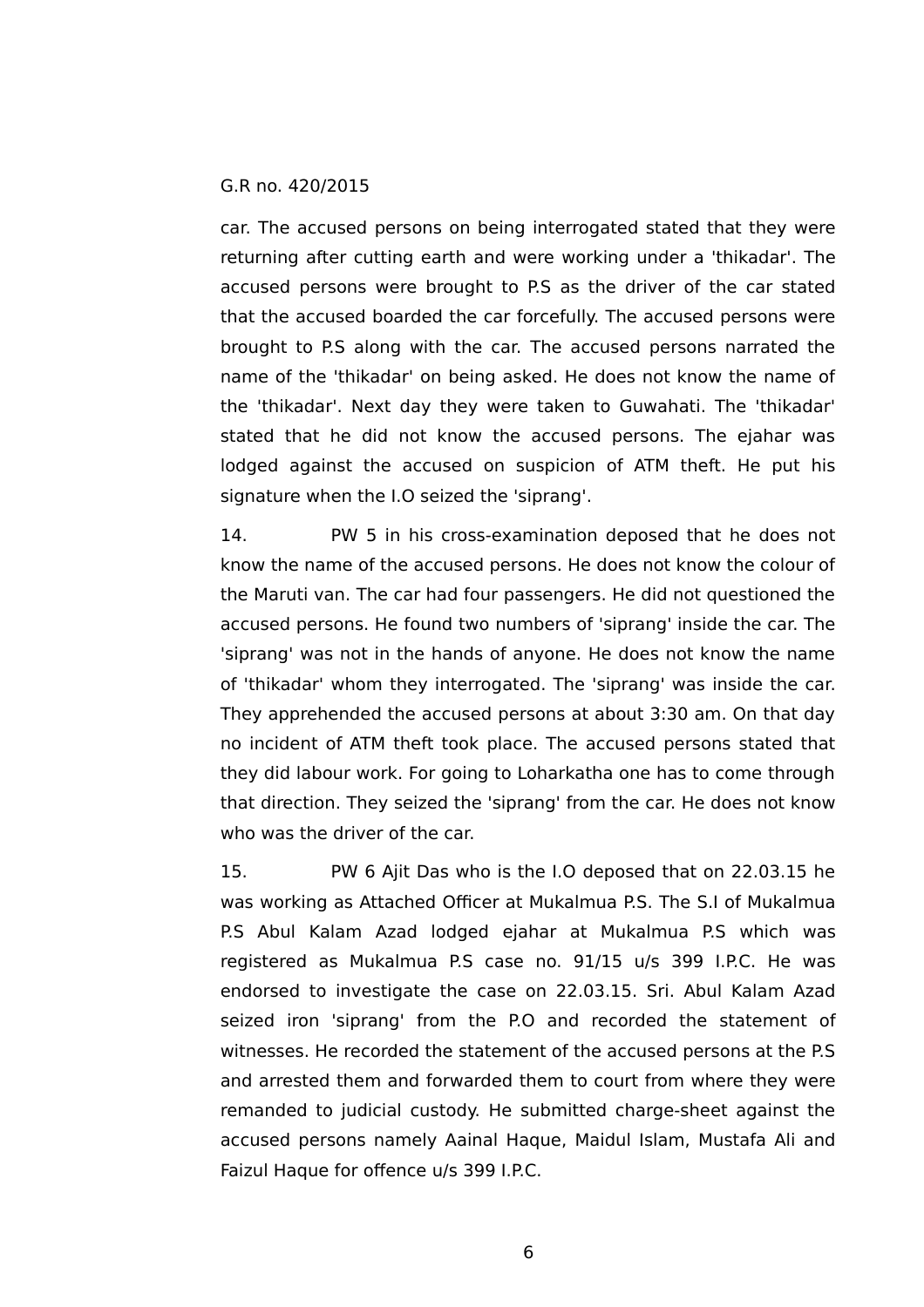car. The accused persons on being interrogated stated that they were returning after cutting earth and were working under a 'thikadar'. The accused persons were brought to P.S as the driver of the car stated that the accused boarded the car forcefully. The accused persons were brought to P.S along with the car. The accused persons narrated the name of the 'thikadar' on being asked. He does not know the name of the 'thikadar'. Next day they were taken to Guwahati. The 'thikadar' stated that he did not know the accused persons. The ejahar was lodged against the accused on suspicion of ATM theft. He put his signature when the I.O seized the 'siprang'.

14. PW 5 in his cross-examination deposed that he does not know the name of the accused persons. He does not know the colour of the Maruti van. The car had four passengers. He did not questioned the accused persons. He found two numbers of 'siprang' inside the car. The 'siprang' was not in the hands of anyone. He does not know the name of 'thikadar' whom they interrogated. The 'siprang' was inside the car. They apprehended the accused persons at about 3:30 am. On that day no incident of ATM theft took place. The accused persons stated that they did labour work. For going to Loharkatha one has to come through that direction. They seized the 'siprang' from the car. He does not know who was the driver of the car.

15. PW 6 Ajit Das who is the I.O deposed that on 22.03.15 he was working as Attached Officer at Mukalmua P.S. The S.I of Mukalmua P.S Abul Kalam Azad lodged ejahar at Mukalmua P.S which was registered as Mukalmua P.S case no. 91/15 u/s 399 I.P.C. He was endorsed to investigate the case on 22.03.15. Sri. Abul Kalam Azad seized iron 'siprang' from the P.O and recorded the statement of witnesses. He recorded the statement of the accused persons at the P.S and arrested them and forwarded them to court from where they were remanded to judicial custody. He submitted charge-sheet against the accused persons namely Aainal Haque, Maidul Islam, Mustafa Ali and Faizul Haque for offence u/s 399 I.P.C.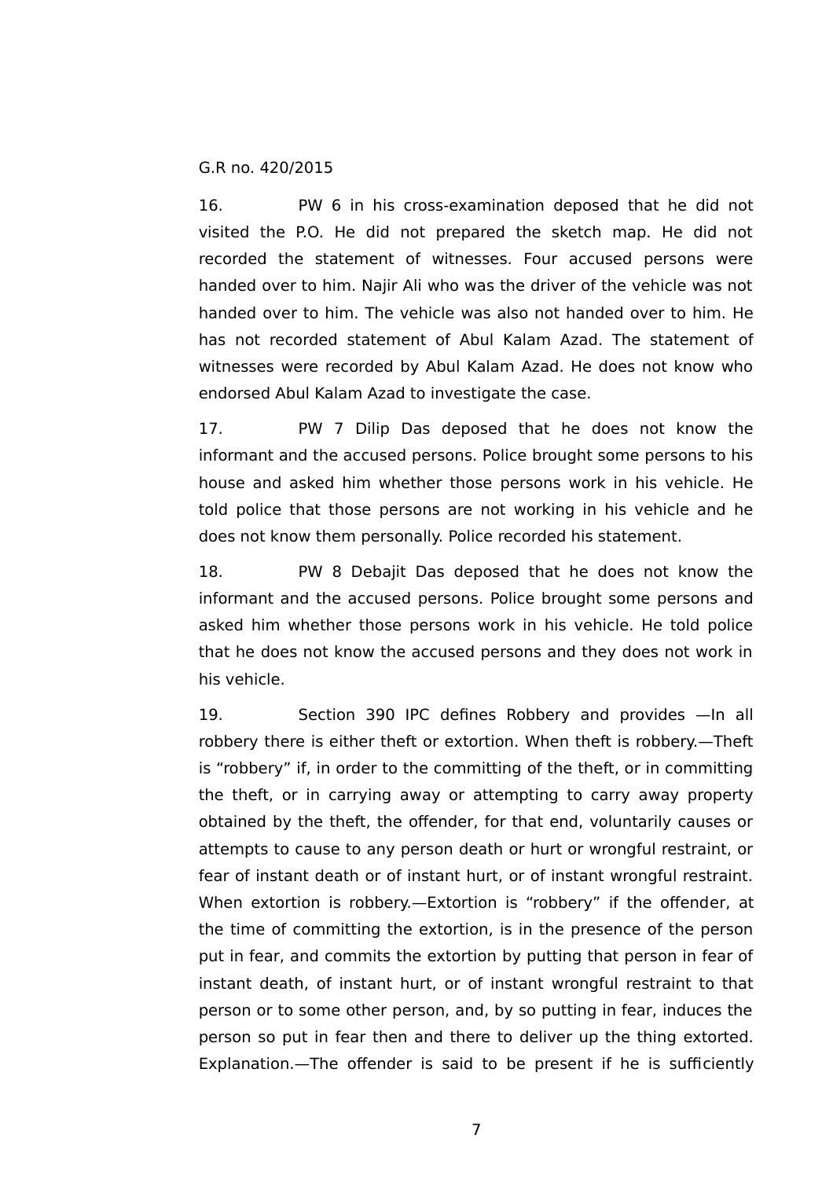G.R no. 420/2015

16. PW 6 in his cross-examination deposed that he did not visited the P.O. He did not prepared the sketch map. He did not recorded the statement of witnesses. Four accused persons were handed over to him. Najir Ali who was the driver of the vehicle was not handed over to him. The vehicle was also not handed over to him. He has not recorded statement of Abul Kalam Azad. The statement of witnesses were recorded by Abul Kalam Azad. He does not know who endorsed Abul Kalam Azad to investigate the case.

17. PW 7 Dilip Das deposed that he does not know the informant and the accused persons. Police brought some persons to his house and asked him whether those persons work in his vehicle. He told police that those persons are not working in his vehicle and he does not know them personally. Police recorded his statement.

18. PW 8 Debajit Das deposed that he does not know the informant and the accused persons. Police brought some persons and asked him whether those persons work in his vehicle. He told police that he does not know the accused persons and they does not work in his vehicle.

19. Section 390 IPC defines Robbery and provides —In all robbery there is either theft or extortion. When theft is robbery.—Theft is "robbery" if, in order to the committing of the theft, or in committing the theft, or in carrying away or attempting to carry away property obtained by the theft, the offender, for that end, voluntarily causes or attempts to cause to any person death or hurt or wrongful restraint, or fear of instant death or of instant hurt, or of instant wrongful restraint. When extortion is robbery.—Extortion is "robbery" if the offender, at the time of committing the extortion, is in the presence of the person put in fear, and commits the extortion by putting that person in fear of instant death, of instant hurt, or of instant wrongful restraint to that person or to some other person, and, by so putting in fear, induces the person so put in fear then and there to deliver up the thing extorted. Explanation.—The offender is said to be present if he is sufficiently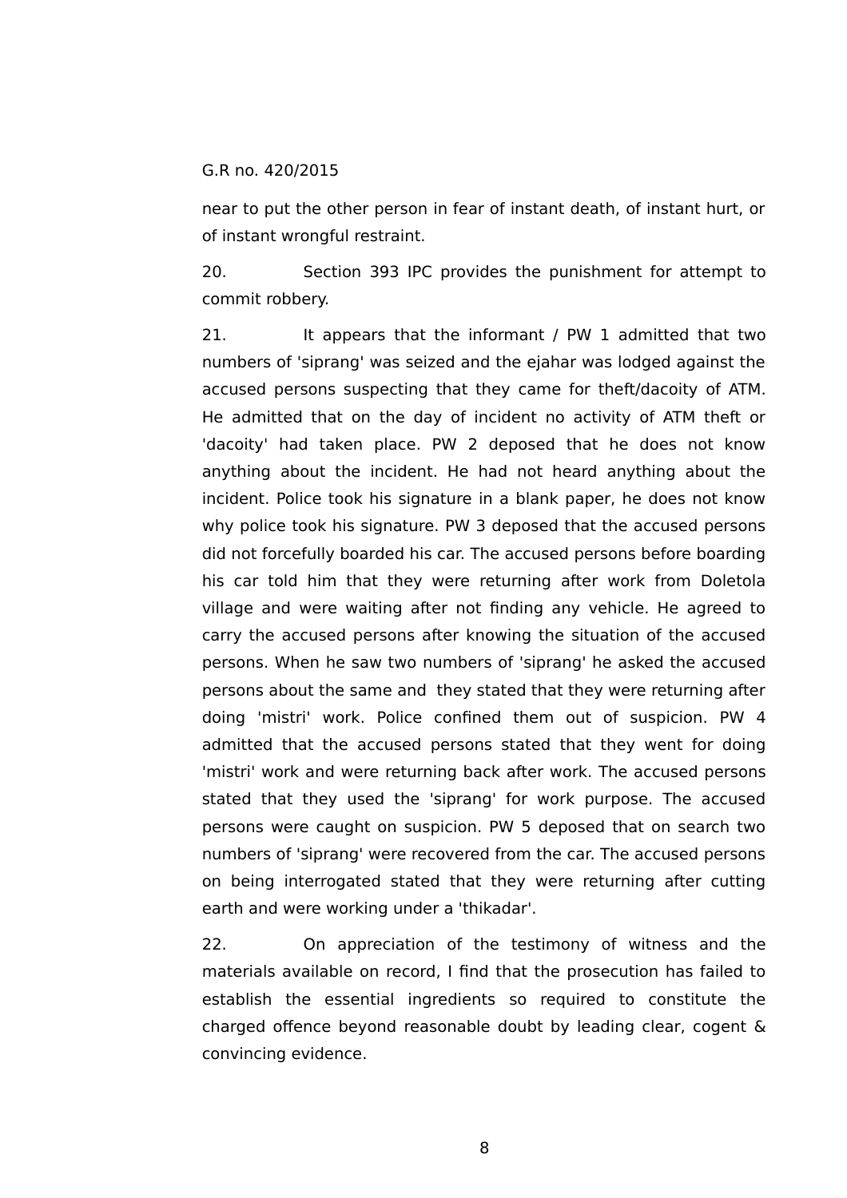near to put the other person in fear of instant death, of instant hurt, or of instant wrongful restraint.

20. Section 393 IPC provides the punishment for attempt to commit robbery.

21. It appears that the informant / PW 1 admitted that two numbers of 'siprang' was seized and the ejahar was lodged against the accused persons suspecting that they came for theft/dacoity of ATM. He admitted that on the day of incident no activity of ATM theft or 'dacoity' had taken place. PW 2 deposed that he does not know anything about the incident. He had not heard anything about the incident. Police took his signature in a blank paper, he does not know why police took his signature. PW 3 deposed that the accused persons did not forcefully boarded his car. The accused persons before boarding his car told him that they were returning after work from Doletola village and were waiting after not finding any vehicle. He agreed to carry the accused persons after knowing the situation of the accused persons. When he saw two numbers of 'siprang' he asked the accused persons about the same and they stated that they were returning after doing 'mistri' work. Police confined them out of suspicion. PW 4 admitted that the accused persons stated that they went for doing 'mistri' work and were returning back after work. The accused persons stated that they used the 'siprang' for work purpose. The accused persons were caught on suspicion. PW 5 deposed that on search two numbers of 'siprang' were recovered from the car. The accused persons on being interrogated stated that they were returning after cutting earth and were working under a 'thikadar'.

22. On appreciation of the testimony of witness and the materials available on record, I find that the prosecution has failed to establish the essential ingredients so required to constitute the charged offence beyond reasonable doubt by leading clear, cogent & convincing evidence.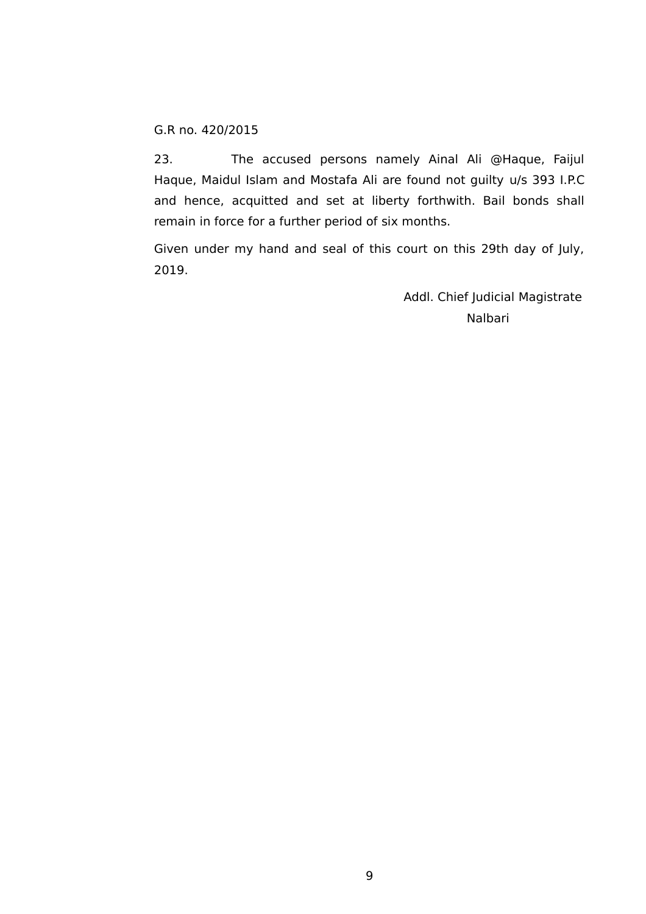G.R no. 420/2015

23. The accused persons namely Ainal Ali @Haque, Faijul Haque, Maidul Islam and Mostafa Ali are found not guilty u/s 393 I.P.C and hence, acquitted and set at liberty forthwith. Bail bonds shall remain in force for a further period of six months.

Given under my hand and seal of this court on this 29th day of July, 2019.

Addl. Chief Judicial Magistrate
Nalbari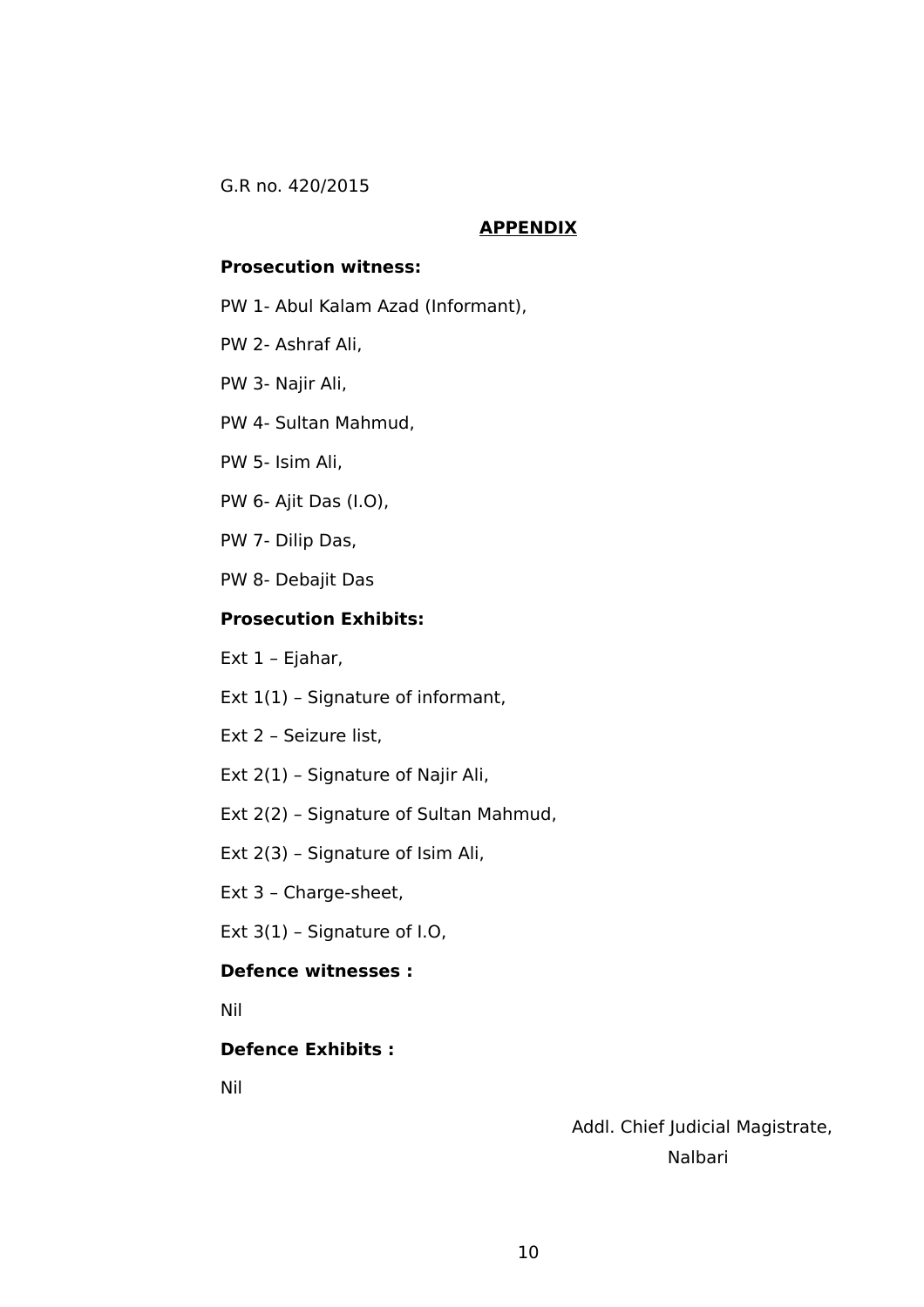G.R no. 420/2015

## APPENDIX

**Prosecution witness:**

PW 1- Abul Kalam Azad (Informant),

PW 2- Ashraf Ali,

PW 3- Najir Ali,

PW 4- Sultan Mahmud,

PW 5- Isim Ali,

PW 6- Ajit Das (I.O),

PW 7- Dilip Das,

PW 8- Debajit Das

**Prosecution Exhibits:**

Ext 1 – Ejahar,

Ext 1(1) – Signature of informant,

Ext 2 – Seizure list,

Ext 2(1) – Signature of Najir Ali,

Ext 2(2) – Signature of Sultan Mahmud,

Ext 2(3) – Signature of Isim Ali,

Ext 3 – Charge-sheet,

Ext 3(1) – Signature of I.O,

**Defence witnesses :**

Nil

**Defence Exhibits :**

Nil

Addl. Chief Judicial Magistrate,
Nalbari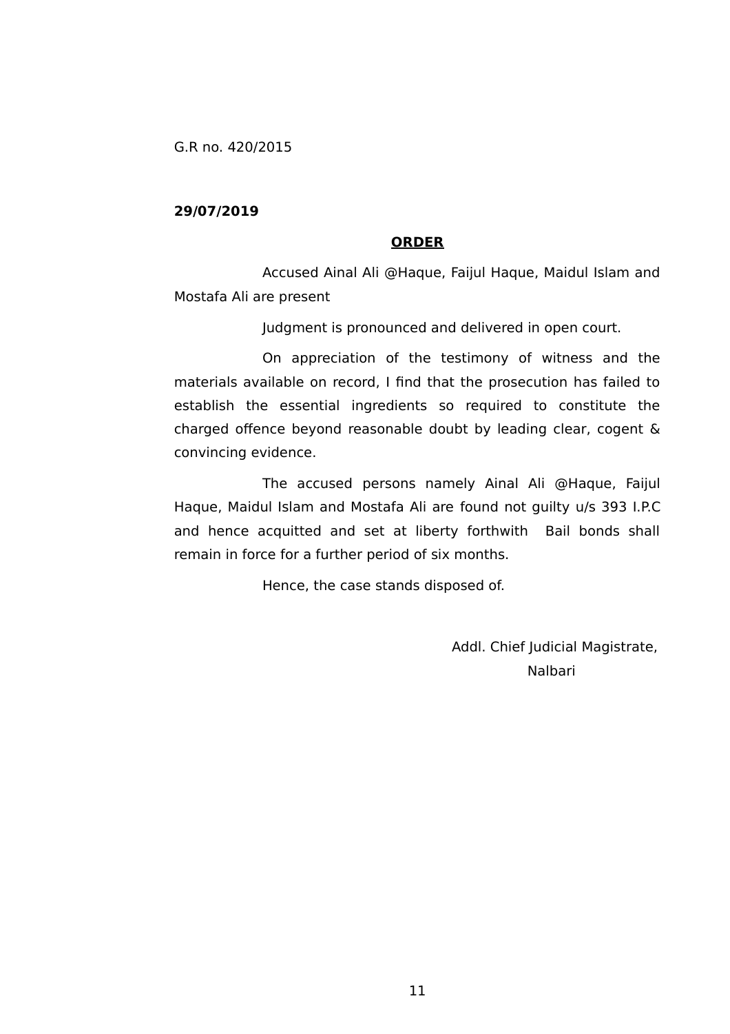G.R no. 420/2015

**29/07/2019**

**ORDER**

Accused Ainal Ali @Haque, Faijul Haque, Maidul Islam and Mostafa Ali are present

Judgment is pronounced and delivered in open court.

On appreciation of the testimony of witness and the materials available on record, I find that the prosecution has failed to establish the essential ingredients so required to constitute the charged offence beyond reasonable doubt by leading clear, cogent & convincing evidence.

The accused persons namely Ainal Ali @Haque, Faijul Haque, Maidul Islam and Mostafa Ali are found not guilty u/s 393 I.P.C and hence acquitted and set at liberty forthwith Bail bonds shall remain in force for a further period of six months.

Hence, the case stands disposed of.

Addl. Chief Judicial Magistrate,
Nalbari